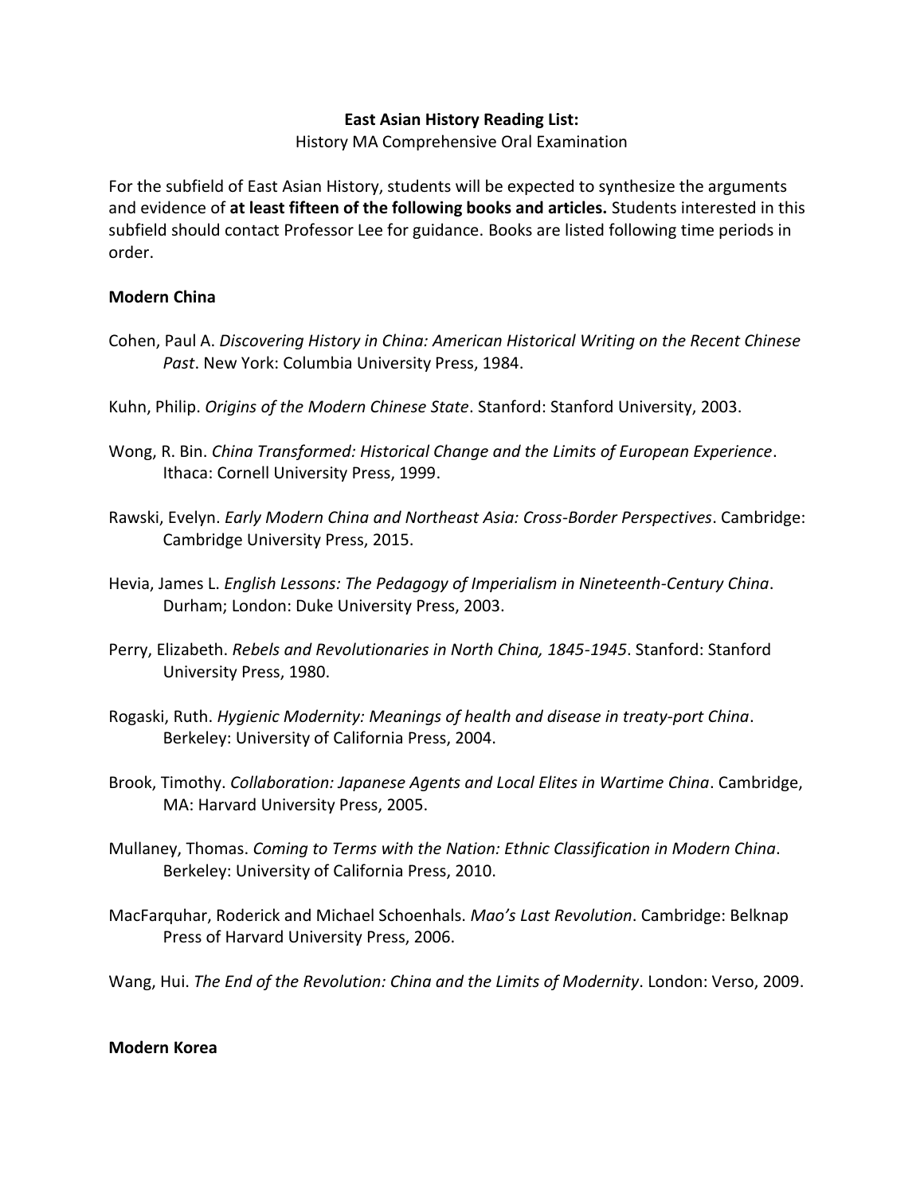**East Asian History Reading List:**

History MA Comprehensive Oral Examination

For the subfield of East Asian History, students will be expected to synthesize the arguments and evidence of **at least fifteen of the following books and articles.** Students interested in this subfield should contact Professor Lee for guidance. Books are listed following time periods in order.

## Modern China

Cohen, Paul A. *Discovering History in China: American Historical Writing on the Recent Chinese Past*. New York: Columbia University Press, 1984.

Kuhn, Philip. *Origins of the Modern Chinese State*. Stanford: Stanford University, 2003.

Wong, R. Bin. *China Transformed: Historical Change and the Limits of European Experience*. Ithaca: Cornell University Press, 1999.

Rawski, Evelyn. *Early Modern China and Northeast Asia: Cross-Border Perspectives*. Cambridge: Cambridge University Press, 2015.

Hevia, James L. *English Lessons: The Pedagogy of Imperialism in Nineteenth-Century China*. Durham; London: Duke University Press, 2003.

Perry, Elizabeth. *Rebels and Revolutionaries in North China, 1845-1945*. Stanford: Stanford University Press, 1980.

Rogaski, Ruth. *Hygienic Modernity: Meanings of health and disease in treaty-port China*. Berkeley: University of California Press, 2004.

Brook, Timothy. *Collaboration: Japanese Agents and Local Elites in Wartime China*. Cambridge, MA: Harvard University Press, 2005.

Mullaney, Thomas. *Coming to Terms with the Nation: Ethnic Classification in Modern China*. Berkeley: University of California Press, 2010.

MacFarquhar, Roderick and Michael Schoenhals. *Mao's Last Revolution*. Cambridge: Belknap Press of Harvard University Press, 2006.

Wang, Hui. *The End of the Revolution: China and the Limits of Modernity*. London: Verso, 2009.

## Modern Korea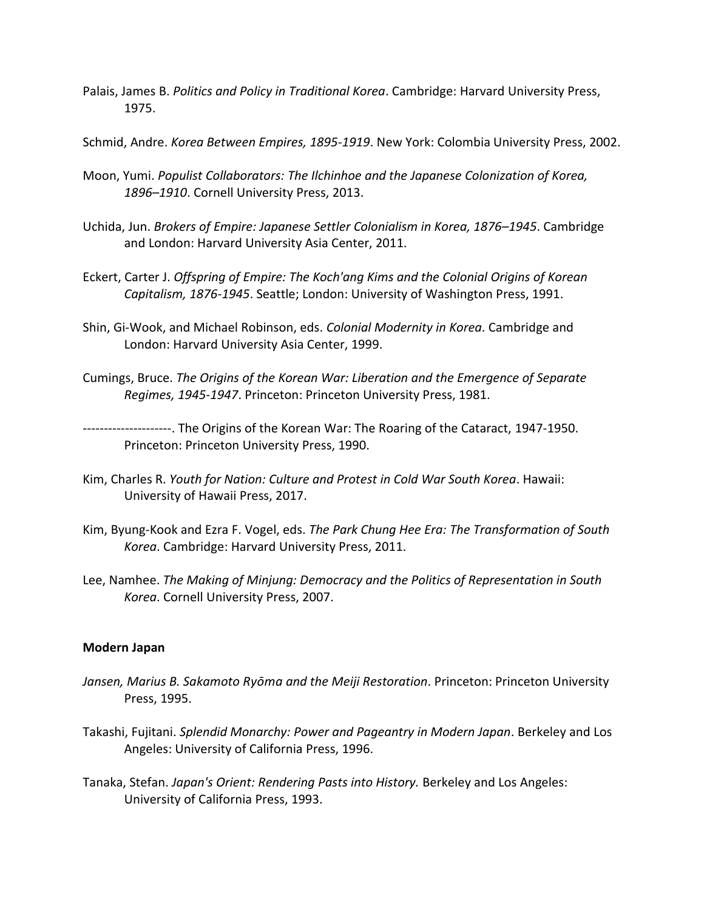Palais, James B. *Politics and Policy in Traditional Korea*. Cambridge: Harvard University Press, 1975.

Schmid, Andre. *Korea Between Empires, 1895-1919*. New York: Colombia University Press, 2002.

Moon, Yumi. *Populist Collaborators: The Ilchinhoe and the Japanese Colonization of Korea, 1896–1910*. Cornell University Press, 2013.

Uchida, Jun. *Brokers of Empire: Japanese Settler Colonialism in Korea, 1876–1945*. Cambridge and London: Harvard University Asia Center, 2011.

Eckert, Carter J. *Offspring of Empire: The Koch'ang Kims and the Colonial Origins of Korean Capitalism, 1876-1945*. Seattle; London: University of Washington Press, 1991.

Shin, Gi-Wook, and Michael Robinson, eds. *Colonial Modernity in Korea*. Cambridge and London: Harvard University Asia Center, 1999.

Cumings, Bruce. *The Origins of the Korean War: Liberation and the Emergence of Separate Regimes, 1945-1947*. Princeton: Princeton University Press, 1981.

---------------------. The Origins of the Korean War: The Roaring of the Cataract, 1947-1950. Princeton: Princeton University Press, 1990.

Kim, Charles R. *Youth for Nation: Culture and Protest in Cold War South Korea*. Hawaii: University of Hawaii Press, 2017.

Kim, Byung-Kook and Ezra F. Vogel, eds. *The Park Chung Hee Era: The Transformation of South Korea*. Cambridge: Harvard University Press, 2011.

Lee, Namhee. *The Making of Minjung: Democracy and the Politics of Representation in South Korea*. Cornell University Press, 2007.

**Modern Japan**

*Jansen, Marius B. Sakamoto Ryōma and the Meiji Restoration*. Princeton: Princeton University Press, 1995.

Takashi, Fujitani. *Splendid Monarchy: Power and Pageantry in Modern Japan*. Berkeley and Los Angeles: University of California Press, 1996.

Tanaka, Stefan. *Japan's Orient: Rendering Pasts into History.* Berkeley and Los Angeles: University of California Press, 1993.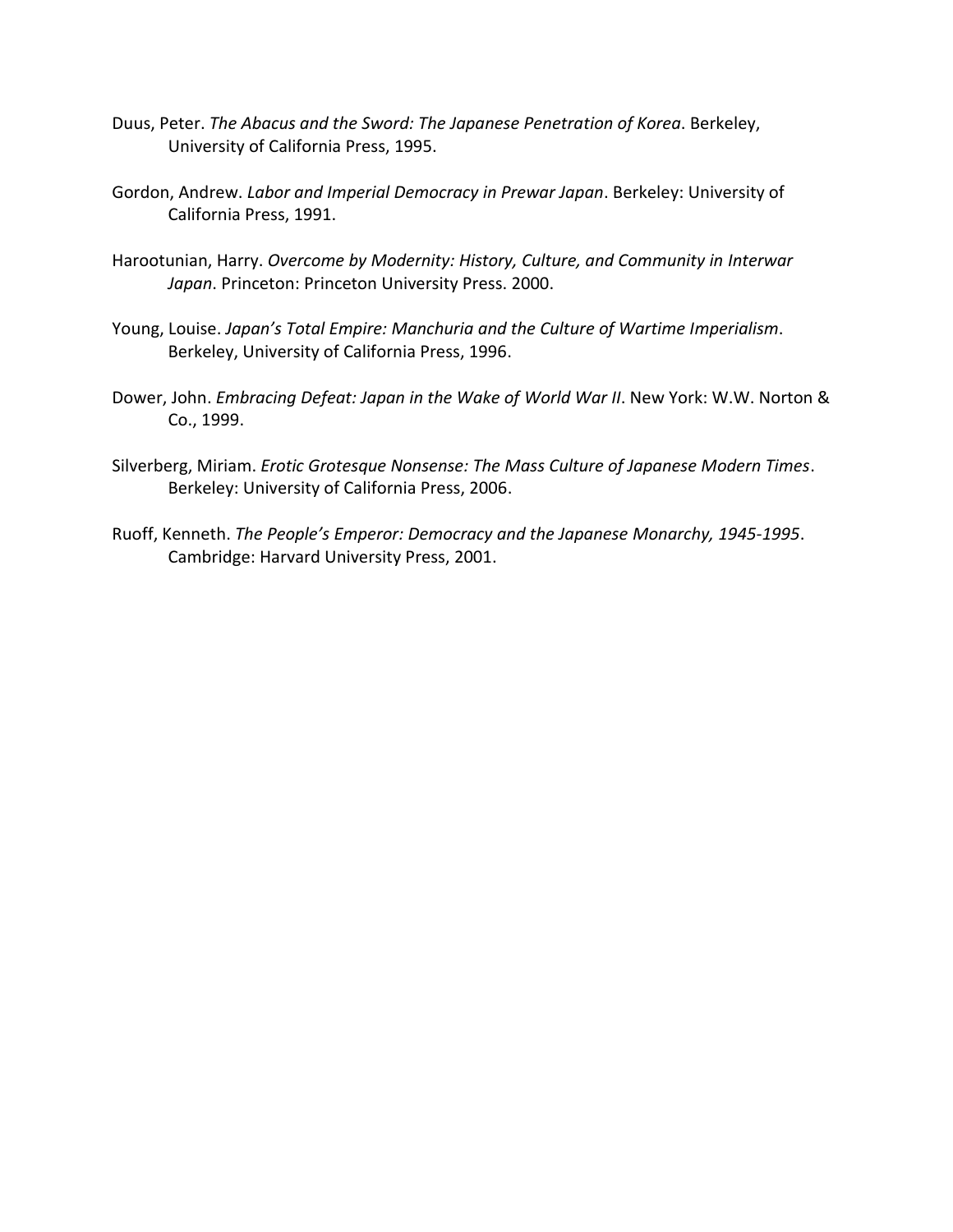Duus, Peter. *The Abacus and the Sword: The Japanese Penetration of Korea*. Berkeley, University of California Press, 1995.

Gordon, Andrew. *Labor and Imperial Democracy in Prewar Japan*. Berkeley: University of California Press, 1991.

Harootunian, Harry. *Overcome by Modernity: History, Culture, and Community in Interwar Japan*. Princeton: Princeton University Press. 2000.

Young, Louise. *Japan's Total Empire: Manchuria and the Culture of Wartime Imperialism*. Berkeley, University of California Press, 1996.

Dower, John. *Embracing Defeat: Japan in the Wake of World War II*. New York: W.W. Norton & Co., 1999.

Silverberg, Miriam. *Erotic Grotesque Nonsense: The Mass Culture of Japanese Modern Times*. Berkeley: University of California Press, 2006.

Ruoff, Kenneth. *The People's Emperor: Democracy and the Japanese Monarchy, 1945-1995*. Cambridge: Harvard University Press, 2001.